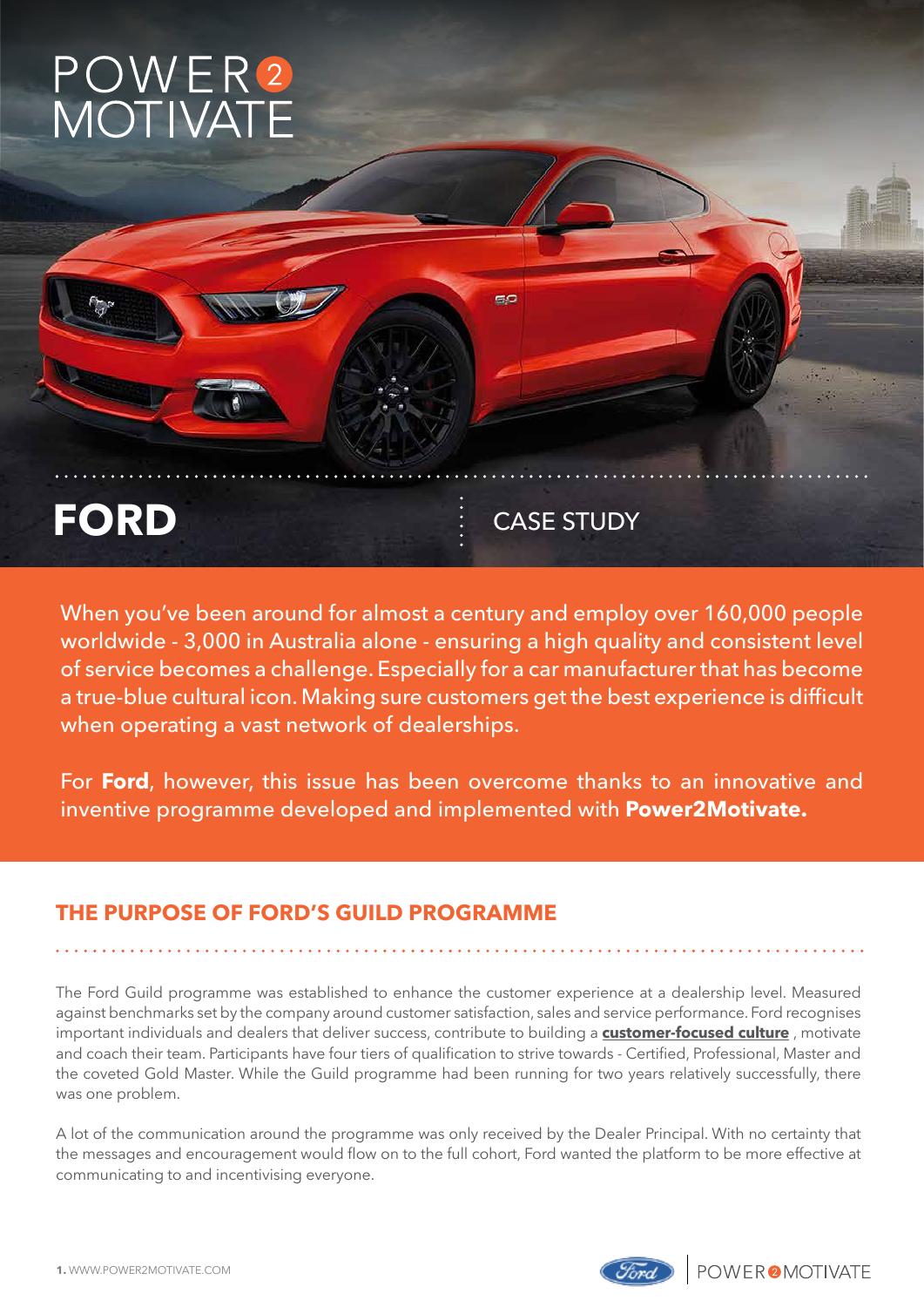# POWER2 MOTIVATE

# FORD

CASE STUDY

When you've been around for almost a century and employ over 160,000 people worldwide - 3,000 in Australia alone - ensuring a high quality and consistent level of service becomes a challenge. Especially for a car manufacturer that has become a true-blue cultural icon. Making sure customers get the best experience is difficult when operating a vast network of dealerships.

For **Ford**, however, this issue has been overcome thanks to an innovative and inventive programme developed and implemented with **Power2Motivate.**

## THE PURPOSE OF FORD'S GUILD PROGRAMME

The Ford Guild programme was established to enhance the customer experience at a dealership level. Measured against benchmarks set by the company around customer satisfaction, sales and service performance. Ford recognises important individuals and dealers that deliver success, contribute to building a **customer-focused culture** , motivate and coach their team. Participants have four tiers of qualification to strive towards - Certified, Professional, Master and the coveted Gold Master. While the Guild programme had been running for two years relatively successfully, there was one problem.

A lot of the communication around the programme was only received by the Dealer Principal. With no certainty that the messages and encouragement would flow on to the full cohort, Ford wanted the platform to be more effective at communicating to and incentivising everyone.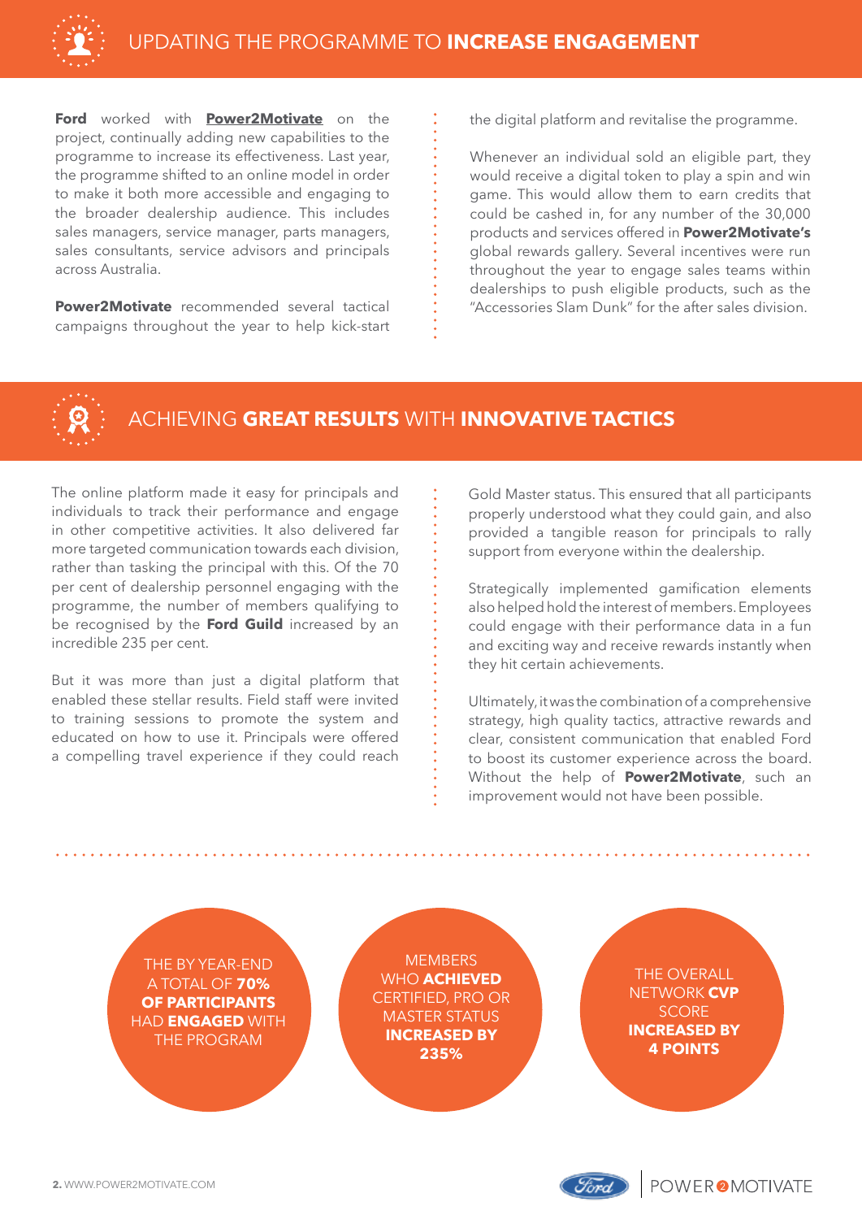## UPDATING THE PROGRAMME TO **INCREASE ENGAGEMENT**

**Ford** worked with **Power2Motivate** on the project, continually adding new capabilities to the programme to increase its effectiveness. Last year, the programme shifted to an online model in order to make it both more accessible and engaging to the broader dealership audience. This includes sales managers, service manager, parts managers, sales consultants, service advisors and principals across Australia.

**Power2Motivate** recommended several tactical campaigns throughout the year to help kick-start the digital platform and revitalise the programme.

Whenever an individual sold an eligible part, they would receive a digital token to play a spin and win game. This would allow them to earn credits that could be cashed in, for any number of the 30,000 products and services offered in **Power2Motivate's** global rewards gallery. Several incentives were run throughout the year to engage sales teams within dealerships to push eligible products, such as the "Accessories Slam Dunk" for the after sales division.

## ACHIEVING **GREAT RESULTS** WITH **INNOVATIVE TACTICS**

The online platform made it easy for principals and individuals to track their performance and engage in other competitive activities. It also delivered far more targeted communication towards each division, rather than tasking the principal with this. Of the 70 per cent of dealership personnel engaging with the programme, the number of members qualifying to be recognised by the **Ford Guild** increased by an incredible 235 per cent.

But it was more than just a digital platform that enabled these stellar results. Field staff were invited to training sessions to promote the system and educated on how to use it. Principals were offered a compelling travel experience if they could reach Gold Master status. This ensured that all participants properly understood what they could gain, and also provided a tangible reason for principals to rally support from everyone within the dealership.

Strategically implemented gamification elements also helped hold the interest of members. Employees could engage with their performance data in a fun and exciting way and receive rewards instantly when they hit certain achievements.

Ultimately, it was the combination of a comprehensive strategy, high quality tactics, attractive rewards and clear, consistent communication that enabled Ford to boost its customer experience across the board. Without the help of **Power2Motivate**, such an improvement would not have been possible.

THE BY YEAR-END A TOTAL OF **70% OF PARTICIPANTS** HAD **ENGAGED** WITH THE PROGRAM

MEMBERS WHO **ACHIEVED** CERTIFIED, PRO OR MASTER STATUS **INCREASED BY 235%**

THE OVERALL NETWORK **CVP** SCORE **INCREASED BY 4 POINTS**